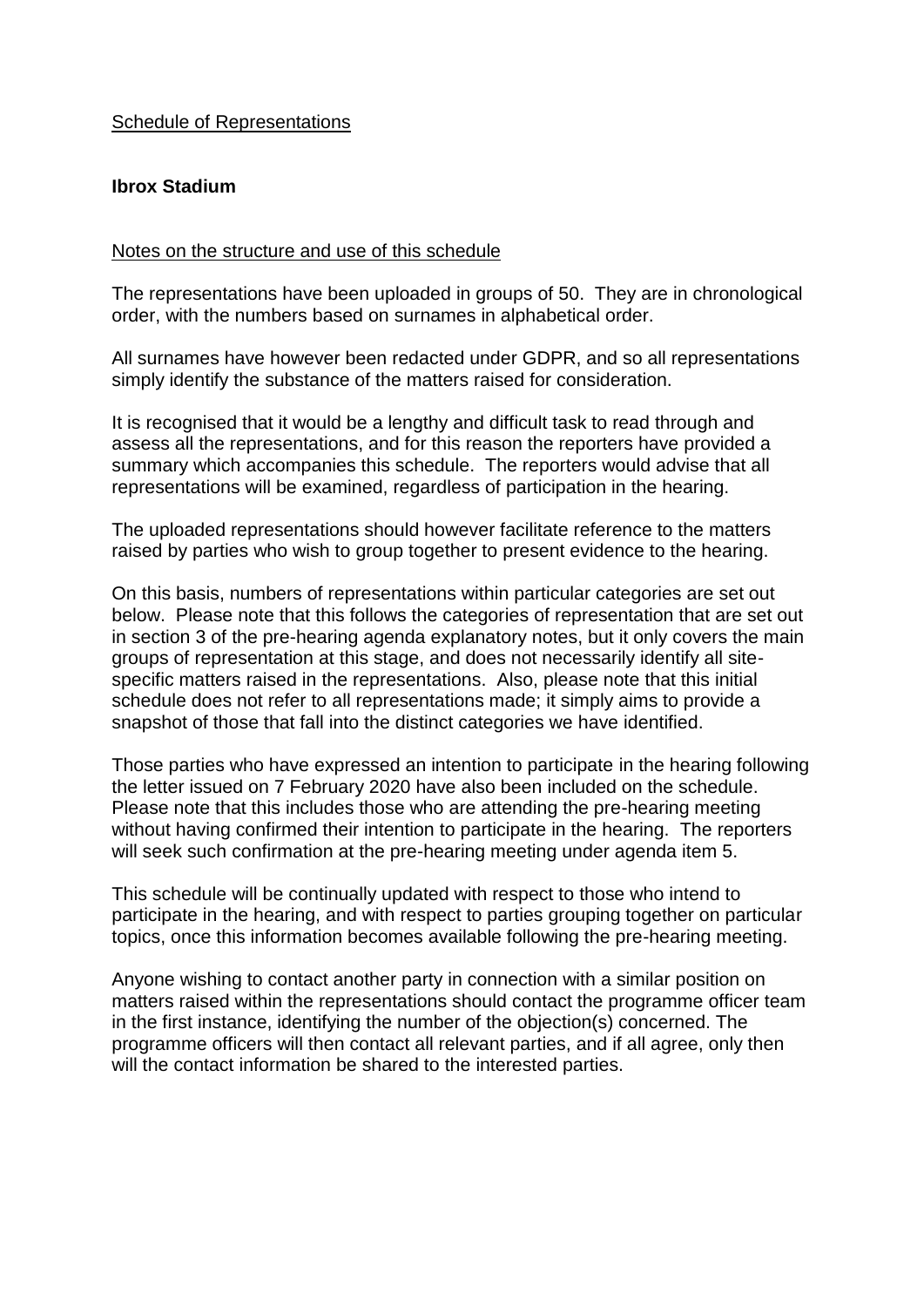Schedule of Representations

**Ibrox Stadium**

Notes on the structure and use of this schedule

The representations have been uploaded in groups of 50. They are in chronological order, with the numbers based on surnames in alphabetical order.

All surnames have however been redacted under GDPR, and so all representations simply identify the substance of the matters raised for consideration.

It is recognised that it would be a lengthy and difficult task to read through and assess all the representations, and for this reason the reporters have provided a summary which accompanies this schedule. The reporters would advise that all representations will be examined, regardless of participation in the hearing.

The uploaded representations should however facilitate reference to the matters raised by parties who wish to group together to present evidence to the hearing.

On this basis, numbers of representations within particular categories are set out below. Please note that this follows the categories of representation that are set out in section 3 of the pre-hearing agenda explanatory notes, but it only covers the main groups of representation at this stage, and does not necessarily identify all site-specific matters raised in the representations. Also, please note that this initial schedule does not refer to all representations made; it simply aims to provide a snapshot of those that fall into the distinct categories we have identified.

Those parties who have expressed an intention to participate in the hearing following the letter issued on 7 February 2020 have also been included on the schedule. Please note that this includes those who are attending the pre-hearing meeting without having confirmed their intention to participate in the hearing. The reporters will seek such confirmation at the pre-hearing meeting under agenda item 5.

This schedule will be continually updated with respect to those who intend to participate in the hearing, and with respect to parties grouping together on particular topics, once this information becomes available following the pre-hearing meeting.

Anyone wishing to contact another party in connection with a similar position on matters raised within the representations should contact the programme officer team in the first instance, identifying the number of the objection(s) concerned. The programme officers will then contact all relevant parties, and if all agree, only then will the contact information be shared to the interested parties.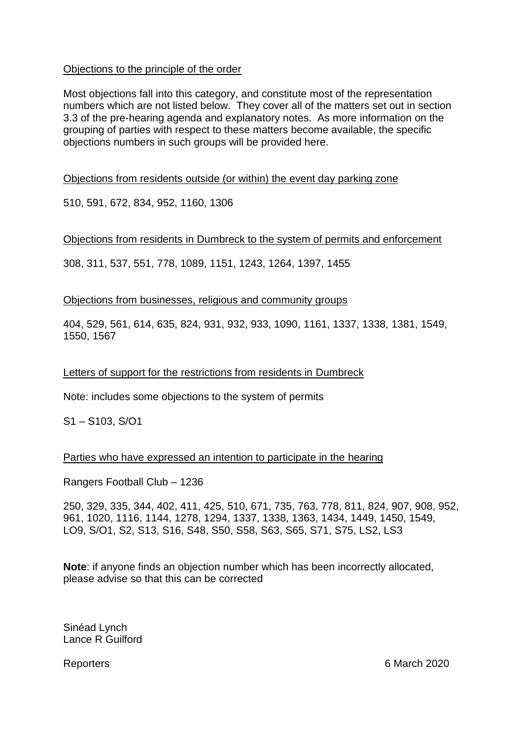Objections to the principle of the order

Most objections fall into this category, and constitute most of the representation numbers which are not listed below. They cover all of the matters set out in section 3.3 of the pre-hearing agenda and explanatory notes. As more information on the grouping of parties with respect to these matters become available, the specific objections numbers in such groups will be provided here.

Objections from residents outside (or within) the event day parking zone

510, 591, 672, 834, 952, 1160, 1306

Objections from residents in Dumbreck to the system of permits and enforcement

308, 311, 537, 551, 778, 1089, 1151, 1243, 1264, 1397, 1455

Objections from businesses, religious and community groups

404, 529, 561, 614, 635, 824, 931, 932, 933, 1090, 1161, 1337, 1338, 1381, 1549, 1550, 1567

Letters of support for the restrictions from residents in Dumbreck

Note: includes some objections to the system of permits

S1 – S103, S/O1

Parties who have expressed an intention to participate in the hearing

Rangers Football Club – 1236

250, 329, 335, 344, 402, 411, 425, 510, 671, 735, 763, 778, 811, 824, 907, 908, 952, 961, 1020, 1116, 1144, 1278, 1294, 1337, 1338, 1363, 1434, 1449, 1450, 1549, LO9, S/O1, S2, S13, S16, S48, S50, S58, S63, S65, S71, S75, LS2, LS3

**Note**: if anyone finds an objection number which has been incorrectly allocated, please advise so that this can be corrected

Sinéad Lynch
Lance R Guilford

Reporters

6 March 2020